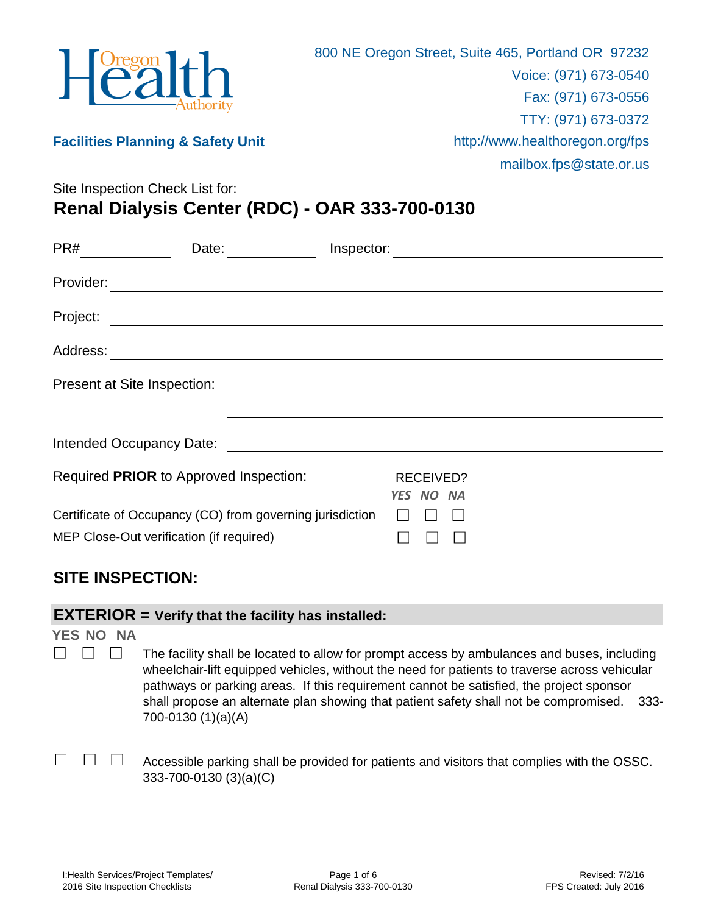Oregon Health Authority

800 NE Oregon Street, Suite 465, Portland OR 97232
Voice: (971) 673-0540
Fax: (971) 673-0556
TTY: (971) 673-0372
http://www.healthoregon.org/fps
mailbox.fps@state.or.us

**Facilities Planning & Safety Unit**

Site Inspection Check List for:

# Renal Dialysis Center (RDC) - OAR 333-700-0130

PR# ____________ Date: ____________ Inspector: ______________________________

Provider: ______________________________________________________________

Project: _______________________________________________________________

Address: _______________________________________________________________

Present at Site Inspection:

_______________________________________________________________

Intended Occupancy Date: _______________________________________________

| Required **PRIOR** to Approved Inspection: | RECEIVED? YES | NO | NA |
|---|---|---|---|
| Certificate of Occupancy (CO) from governing jurisdiction | ☐ | ☐ | ☐ |
| MEP Close-Out verification (if required) | ☐ | ☐ | ☐ |

## SITE INSPECTION:

### EXTERIOR = Verify that the facility has installed:

| YES | NO | NA | |
|---|---|---|---|
| ☐ | ☐ | ☐ | The facility shall be located to allow for prompt access by ambulances and buses, including wheelchair-lift equipped vehicles, without the need for patients to traverse across vehicular pathways or parking areas. If this requirement cannot be satisfied, the project sponsor shall propose an alternate plan showing that patient safety shall not be compromised. 333-700-0130 (1)(a)(A) |
| ☐ | ☐ | ☐ | Accessible parking shall be provided for patients and visitors that complies with the OSSC. 333-700-0130 (3)(a)(C) |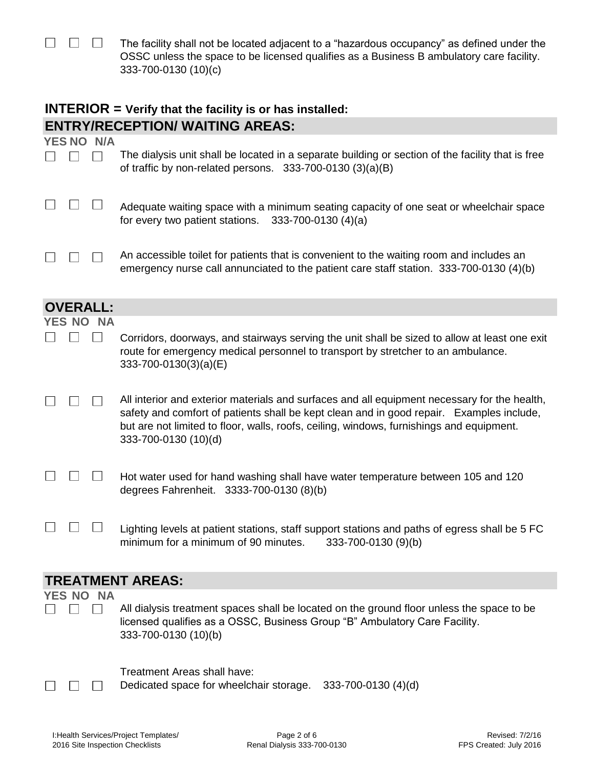☐ ☐ ☐ The facility shall not be located adjacent to a "hazardous occupancy" as defined under the OSSC unless the space to be licensed qualifies as a Business B ambulatory care facility. 333-700-0130 (10)(c)

## INTERIOR = Verify that the facility is or has installed:

### ENTRY/RECEPTION/ WAITING AREAS:

YES NO N/A

☐ ☐ ☐ The dialysis unit shall be located in a separate building or section of the facility that is free of traffic by non-related persons. 333-700-0130 (3)(a)(B)

☐ ☐ ☐ Adequate waiting space with a minimum seating capacity of one seat or wheelchair space for every two patient stations. 333-700-0130 (4)(a)

☐ ☐ ☐ An accessible toilet for patients that is convenient to the waiting room and includes an emergency nurse call annunciated to the patient care staff station. 333-700-0130 (4)(b)

### OVERALL:

YES NO NA

☐ ☐ ☐ Corridors, doorways, and stairways serving the unit shall be sized to allow at least one exit route for emergency medical personnel to transport by stretcher to an ambulance. 333-700-0130(3)(a)(E)

☐ ☐ ☐ All interior and exterior materials and surfaces and all equipment necessary for the health, safety and comfort of patients shall be kept clean and in good repair. Examples include, but are not limited to floor, walls, roofs, ceiling, windows, furnishings and equipment. 333-700-0130 (10)(d)

☐ ☐ ☐ Hot water used for hand washing shall have water temperature between 105 and 120 degrees Fahrenheit. 3333-700-0130 (8)(b)

☐ ☐ ☐ Lighting levels at patient stations, staff support stations and paths of egress shall be 5 FC minimum for a minimum of 90 minutes. 333-700-0130 (9)(b)

### TREATMENT AREAS:

YES NO NA

☐ ☐ ☐ All dialysis treatment spaces shall be located on the ground floor unless the space to be licensed qualifies as a OSSC, Business Group "B" Ambulatory Care Facility. 333-700-0130 (10)(b)

Treatment Areas shall have:

☐ ☐ ☐ Dedicated space for wheelchair storage. 333-700-0130 (4)(d)

I:Health Services/Project Templates/ 2016 Site Inspection Checklists — Renal Dialysis 333-700-0130 — Revised: 7/2/16 FPS Created: July 2016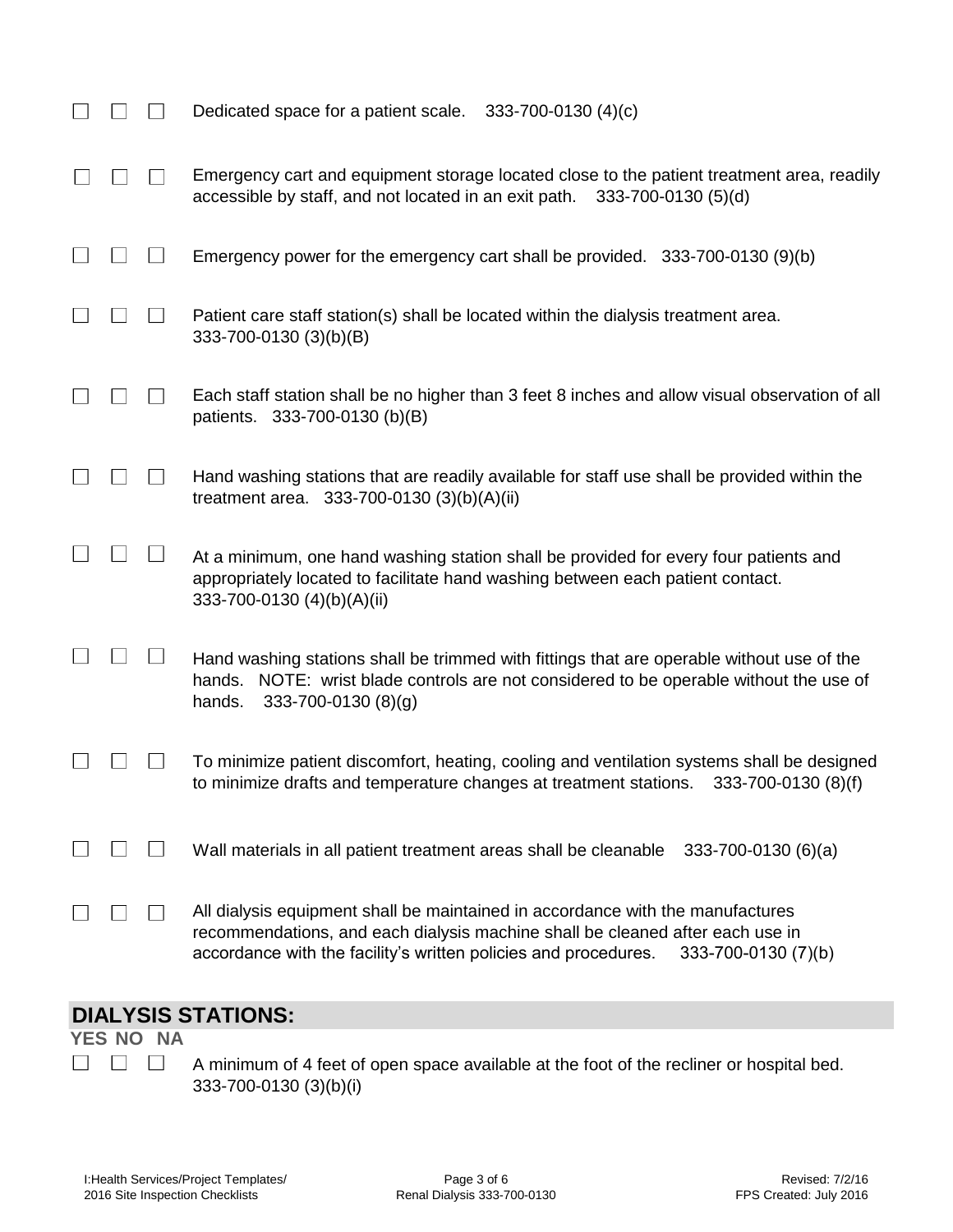☐ ☐ ☐ Dedicated space for a patient scale. 333-700-0130 (4)(c)

☐ ☐ ☐ Emergency cart and equipment storage located close to the patient treatment area, readily accessible by staff, and not located in an exit path. 333-700-0130 (5)(d)

☐ ☐ ☐ Emergency power for the emergency cart shall be provided. 333-700-0130 (9)(b)

☐ ☐ ☐ Patient care staff station(s) shall be located within the dialysis treatment area. 333-700-0130 (3)(b)(B)

☐ ☐ ☐ Each staff station shall be no higher than 3 feet 8 inches and allow visual observation of all patients. 333-700-0130 (b)(B)

☐ ☐ ☐ Hand washing stations that are readily available for staff use shall be provided within the treatment area. 333-700-0130 (3)(b)(A)(ii)

☐ ☐ ☐ At a minimum, one hand washing station shall be provided for every four patients and appropriately located to facilitate hand washing between each patient contact. 333-700-0130 (4)(b)(A)(ii)

☐ ☐ ☐ Hand washing stations shall be trimmed with fittings that are operable without use of the hands. NOTE: wrist blade controls are not considered to be operable without the use of hands. 333-700-0130 (8)(g)

☐ ☐ ☐ To minimize patient discomfort, heating, cooling and ventilation systems shall be designed to minimize drafts and temperature changes at treatment stations. 333-700-0130 (8)(f)

☐ ☐ ☐ Wall materials in all patient treatment areas shall be cleanable 333-700-0130 (6)(a)

☐ ☐ ☐ All dialysis equipment shall be maintained in accordance with the manufactures recommendations, and each dialysis machine shall be cleaned after each use in accordance with the facility's written policies and procedures. 333-700-0130 (7)(b)

## DIALYSIS STATIONS:

**YES NO NA**

☐ ☐ ☐ A minimum of 4 feet of open space available at the foot of the recliner or hospital bed. 333-700-0130 (3)(b)(i)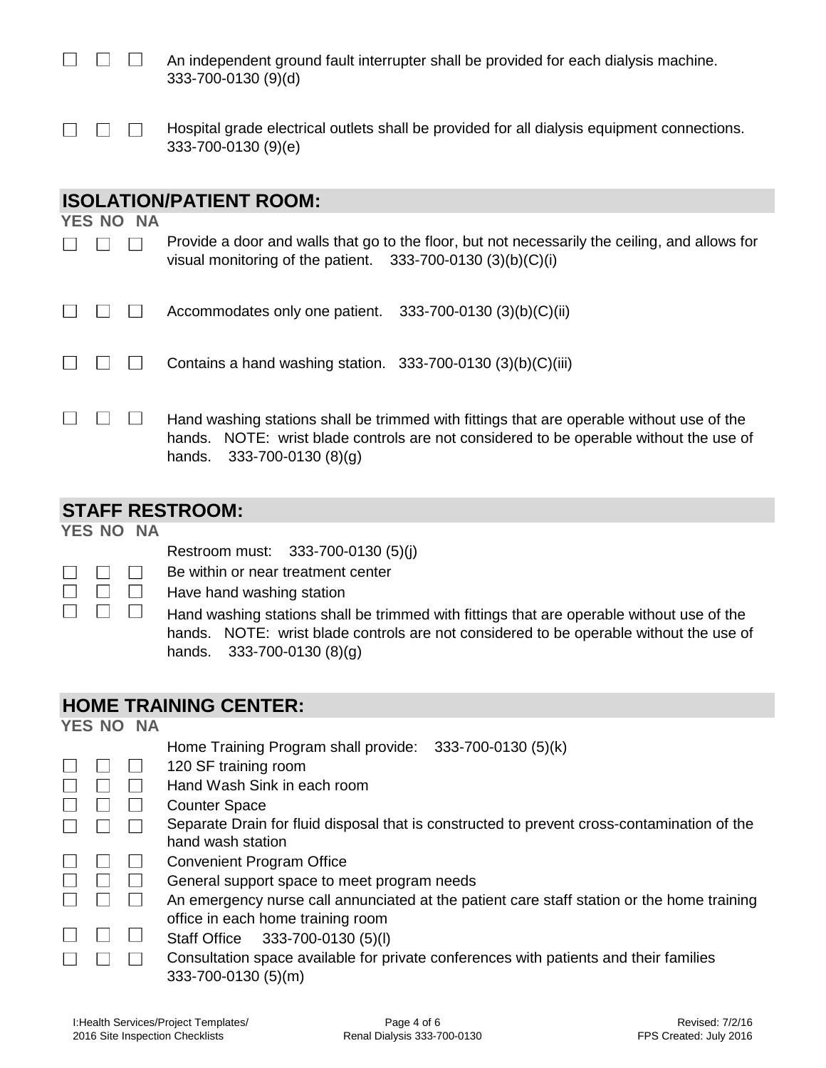☐ ☐ ☐ An independent ground fault interrupter shall be provided for each dialysis machine. 333-700-0130 (9)(d)

☐ ☐ ☐ Hospital grade electrical outlets shall be provided for all dialysis equipment connections. 333-700-0130 (9)(e)

## ISOLATION/PATIENT ROOM:

**YES NO NA**

☐ ☐ ☐ Provide a door and walls that go to the floor, but not necessarily the ceiling, and allows for visual monitoring of the patient. 333-700-0130 (3)(b)(C)(i)

☐ ☐ ☐ Accommodates only one patient. 333-700-0130 (3)(b)(C)(ii)

☐ ☐ ☐ Contains a hand washing station. 333-700-0130 (3)(b)(C)(iii)

☐ ☐ ☐ Hand washing stations shall be trimmed with fittings that are operable without use of the hands. NOTE: wrist blade controls are not considered to be operable without the use of hands. 333-700-0130 (8)(g)

## STAFF RESTROOM:

**YES NO NA**

Restroom must: 333-700-0130 (5)(j)

☐ ☐ ☐ Be within or near treatment center
☐ ☐ ☐ Have hand washing station
☐ ☐ ☐ Hand washing stations shall be trimmed with fittings that are operable without use of the hands. NOTE: wrist blade controls are not considered to be operable without the use of hands. 333-700-0130 (8)(g)

## HOME TRAINING CENTER:

**YES NO NA**

Home Training Program shall provide: 333-700-0130 (5)(k)

☐ ☐ ☐ 120 SF training room
☐ ☐ ☐ Hand Wash Sink in each room
☐ ☐ ☐ Counter Space
☐ ☐ ☐ Separate Drain for fluid disposal that is constructed to prevent cross-contamination of the hand wash station
☐ ☐ ☐ Convenient Program Office
☐ ☐ ☐ General support space to meet program needs
☐ ☐ ☐ An emergency nurse call annunciated at the patient care staff station or the home training office in each home training room
☐ ☐ ☐ Staff Office 333-700-0130 (5)(l)
☐ ☐ ☐ Consultation space available for private conferences with patients and their families 333-700-0130 (5)(m)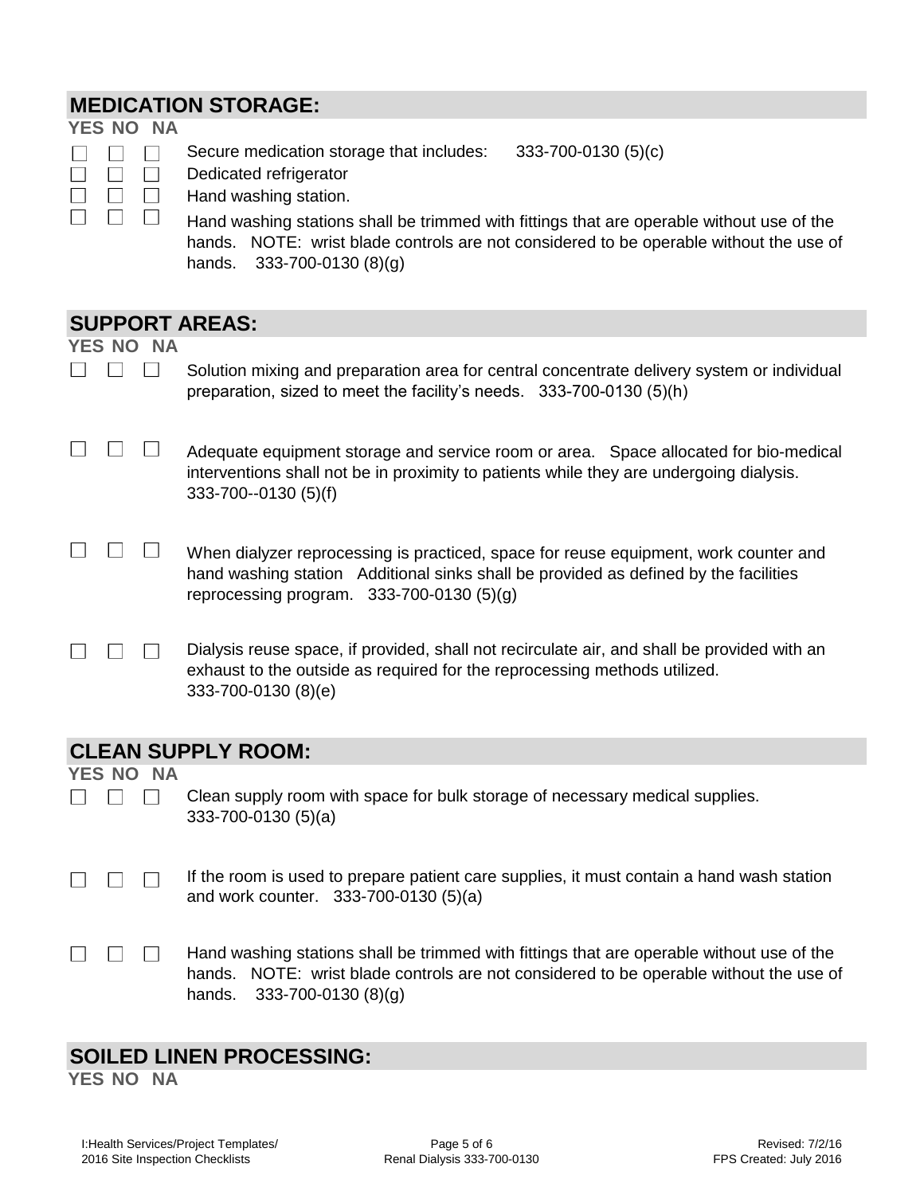## MEDICATION STORAGE:

| YES | NO | NA | |
|---|---|---|---|
| ☐ | ☐ | ☐ | Secure medication storage that includes: 333-700-0130 (5)(c) |
| ☐ | ☐ | ☐ | Dedicated refrigerator |
| ☐ | ☐ | ☐ | Hand washing station. |
| ☐ | ☐ | ☐ | Hand washing stations shall be trimmed with fittings that are operable without use of the hands. NOTE: wrist blade controls are not considered to be operable without the use of hands. 333-700-0130 (8)(g) |

## SUPPORT AREAS:

| YES | NO | NA | |
|---|---|---|---|
| ☐ | ☐ | ☐ | Solution mixing and preparation area for central concentrate delivery system or individual preparation, sized to meet the facility's needs. 333-700-0130 (5)(h) |
| ☐ | ☐ | ☐ | Adequate equipment storage and service room or area. Space allocated for bio-medical interventions shall not be in proximity to patients while they are undergoing dialysis. 333-700--0130 (5)(f) |
| ☐ | ☐ | ☐ | When dialyzer reprocessing is practiced, space for reuse equipment, work counter and hand washing station Additional sinks shall be provided as defined by the facilities reprocessing program. 333-700-0130 (5)(g) |
| ☐ | ☐ | ☐ | Dialysis reuse space, if provided, shall not recirculate air, and shall be provided with an exhaust to the outside as required for the reprocessing methods utilized. 333-700-0130 (8)(e) |

## CLEAN SUPPLY ROOM:

| YES | NO | NA | |
|---|---|---|---|
| ☐ | ☐ | ☐ | Clean supply room with space for bulk storage of necessary medical supplies. 333-700-0130 (5)(a) |
| ☐ | ☐ | ☐ | If the room is used to prepare patient care supplies, it must contain a hand wash station and work counter. 333-700-0130 (5)(a) |
| ☐ | ☐ | ☐ | Hand washing stations shall be trimmed with fittings that are operable without use of the hands. NOTE: wrist blade controls are not considered to be operable without the use of hands. 333-700-0130 (8)(g) |

## SOILED LINEN PROCESSING:

YES NO NA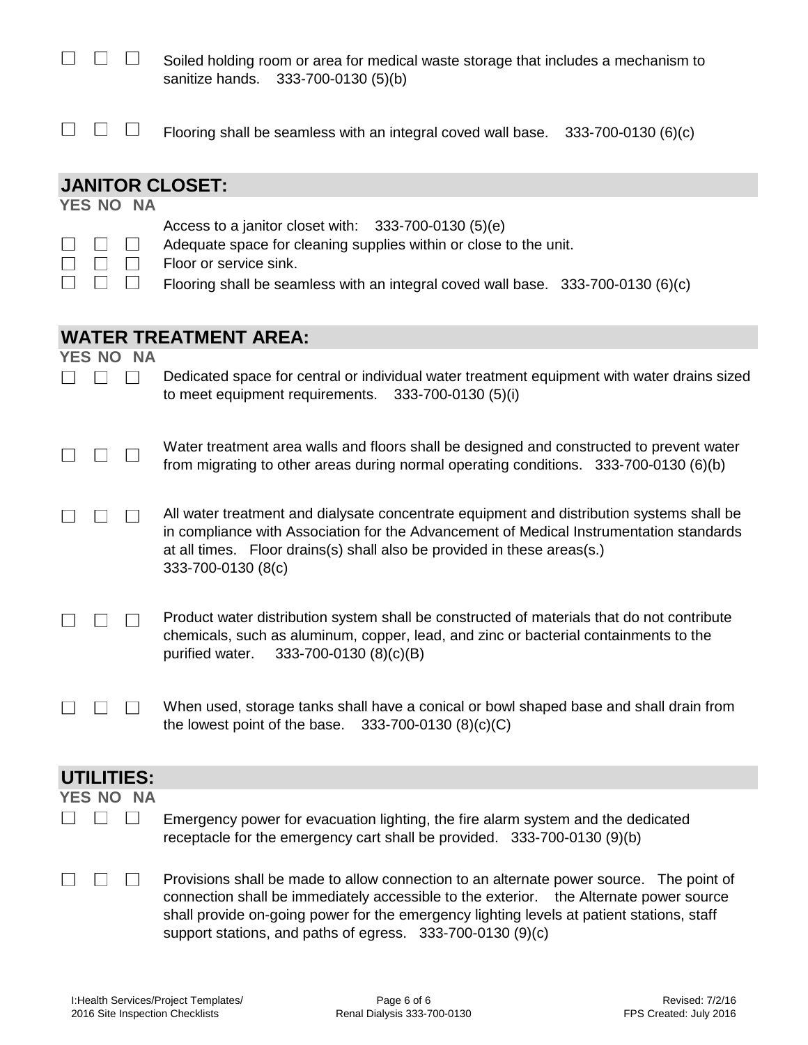☐ ☐ ☐ Soiled holding room or area for medical waste storage that includes a mechanism to sanitize hands. 333-700-0130 (5)(b)

☐ ☐ ☐ Flooring shall be seamless with an integral coved wall base. 333-700-0130 (6)(c)

## JANITOR CLOSET:

**YES NO NA**

Access to a janitor closet with: 333-700-0130 (5)(e)

☐ ☐ ☐ Adequate space for cleaning supplies within or close to the unit.

☐ ☐ ☐ Floor or service sink.

☐ ☐ ☐ Flooring shall be seamless with an integral coved wall base. 333-700-0130 (6)(c)

## WATER TREATMENT AREA:

**YES NO NA**

☐ ☐ ☐ Dedicated space for central or individual water treatment equipment with water drains sized to meet equipment requirements. 333-700-0130 (5)(i)

☐ ☐ ☐ Water treatment area walls and floors shall be designed and constructed to prevent water from migrating to other areas during normal operating conditions. 333-700-0130 (6)(b)

☐ ☐ ☐ All water treatment and dialysate concentrate equipment and distribution systems shall be in compliance with Association for the Advancement of Medical Instrumentation standards at all times. Floor drains(s) shall also be provided in these areas(s.) 333-700-0130 (8(c)

☐ ☐ ☐ Product water distribution system shall be constructed of materials that do not contribute chemicals, such as aluminum, copper, lead, and zinc or bacterial containments to the purified water. 333-700-0130 (8)(c)(B)

☐ ☐ ☐ When used, storage tanks shall have a conical or bowl shaped base and shall drain from the lowest point of the base. 333-700-0130 (8)(c)(C)

## UTILITIES:

**YES NO NA**

☐ ☐ ☐ Emergency power for evacuation lighting, the fire alarm system and the dedicated receptacle for the emergency cart shall be provided. 333-700-0130 (9)(b)

☐ ☐ ☐ Provisions shall be made to allow connection to an alternate power source. The point of connection shall be immediately accessible to the exterior. the Alternate power source shall provide on-going power for the emergency lighting levels at patient stations, staff support stations, and paths of egress. 333-700-0130 (9)(c)